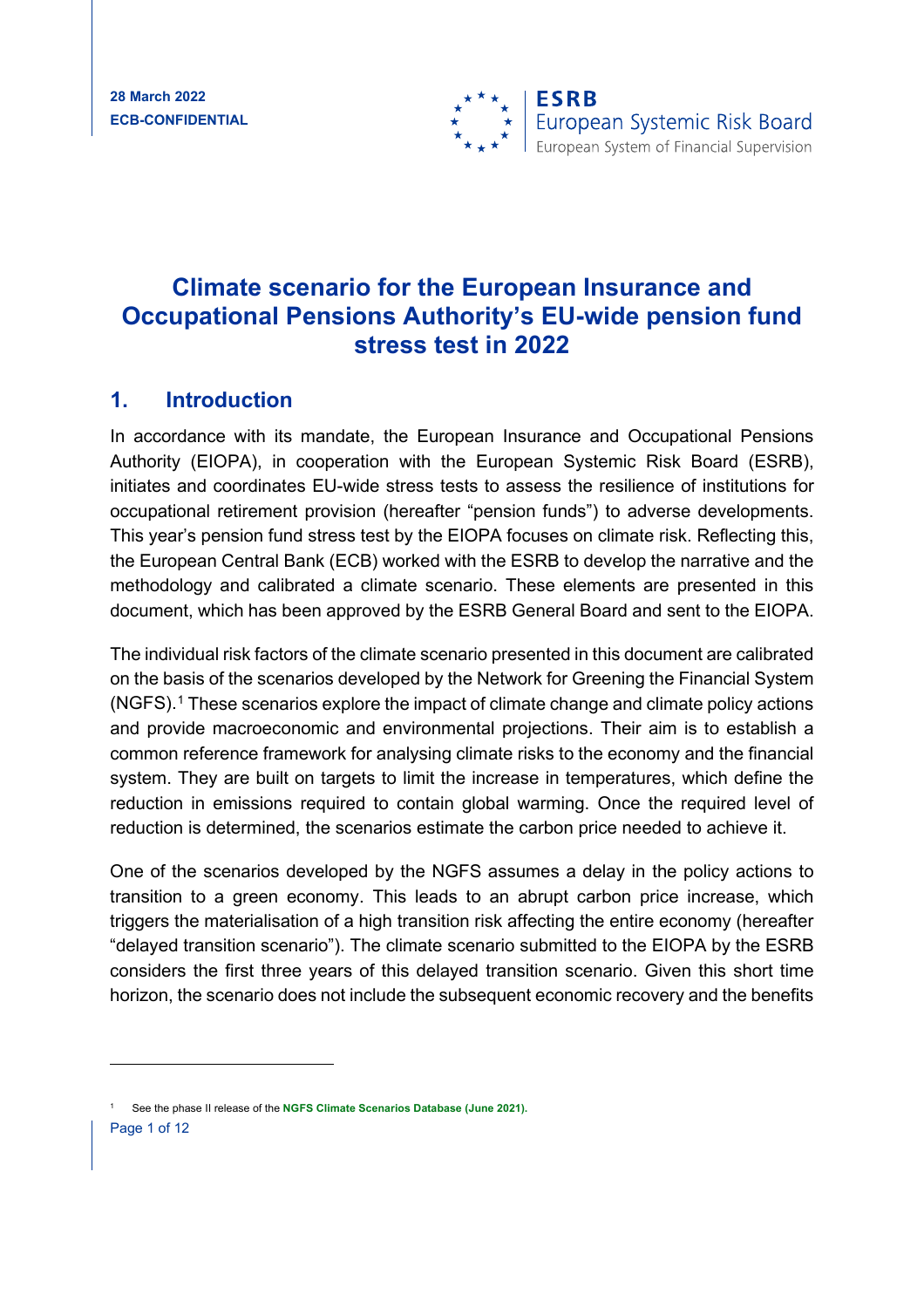28 March 2022
**ECB-CONFIDENTIAL**

**ESRB**
European Systemic Risk Board
European System of Financial Supervision

# Climate scenario for the European Insurance and Occupational Pensions Authority's EU-wide pension fund stress test in 2022

## 1. Introduction

In accordance with its mandate, the European Insurance and Occupational Pensions Authority (EIOPA), in cooperation with the European Systemic Risk Board (ESRB), initiates and coordinates EU-wide stress tests to assess the resilience of institutions for occupational retirement provision (hereafter "pension funds") to adverse developments. This year's pension fund stress test by the EIOPA focuses on climate risk. Reflecting this, the European Central Bank (ECB) worked with the ESRB to develop the narrative and the methodology and calibrated a climate scenario. These elements are presented in this document, which has been approved by the ESRB General Board and sent to the EIOPA.

The individual risk factors of the climate scenario presented in this document are calibrated on the basis of the scenarios developed by the Network for Greening the Financial System (NGFS).[1] These scenarios explore the impact of climate change and climate policy actions and provide macroeconomic and environmental projections. Their aim is to establish a common reference framework for analysing climate risks to the economy and the financial system. They are built on targets to limit the increase in temperatures, which define the reduction in emissions required to contain global warming. Once the required level of reduction is determined, the scenarios estimate the carbon price needed to achieve it.

One of the scenarios developed by the NGFS assumes a delay in the policy actions to transition to a green economy. This leads to an abrupt carbon price increase, which triggers the materialisation of a high transition risk affecting the entire economy (hereafter "delayed transition scenario"). The climate scenario submitted to the EIOPA by the ESRB considers the first three years of this delayed transition scenario. Given this short time horizon, the scenario does not include the subsequent economic recovery and the benefits

[1] See the phase II release of the **NGFS Climate Scenarios Database (June 2021).**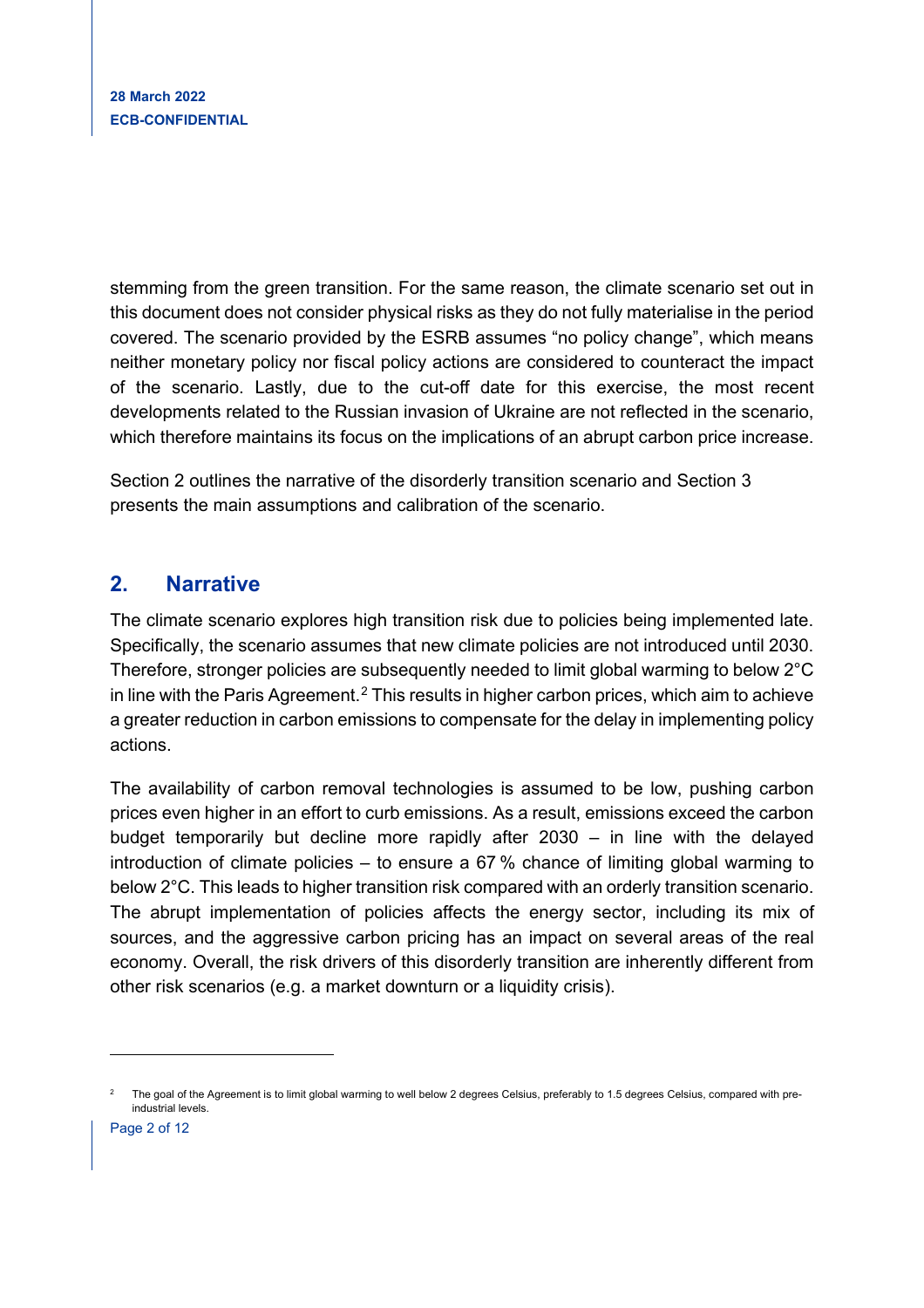stemming from the green transition. For the same reason, the climate scenario set out in this document does not consider physical risks as they do not fully materialise in the period covered. The scenario provided by the ESRB assumes "no policy change", which means neither monetary policy nor fiscal policy actions are considered to counteract the impact of the scenario. Lastly, due to the cut-off date for this exercise, the most recent developments related to the Russian invasion of Ukraine are not reflected in the scenario, which therefore maintains its focus on the implications of an abrupt carbon price increase.

Section 2 outlines the narrative of the disorderly transition scenario and Section 3 presents the main assumptions and calibration of the scenario.

## 2. Narrative

The climate scenario explores high transition risk due to policies being implemented late. Specifically, the scenario assumes that new climate policies are not introduced until 2030. Therefore, stronger policies are subsequently needed to limit global warming to below 2°C in line with the Paris Agreement.[2] This results in higher carbon prices, which aim to achieve a greater reduction in carbon emissions to compensate for the delay in implementing policy actions.

The availability of carbon removal technologies is assumed to be low, pushing carbon prices even higher in an effort to curb emissions. As a result, emissions exceed the carbon budget temporarily but decline more rapidly after 2030 – in line with the delayed introduction of climate policies – to ensure a 67 % chance of limiting global warming to below 2°C. This leads to higher transition risk compared with an orderly transition scenario. The abrupt implementation of policies affects the energy sector, including its mix of sources, and the aggressive carbon pricing has an impact on several areas of the real economy. Overall, the risk drivers of this disorderly transition are inherently different from other risk scenarios (e.g. a market downturn or a liquidity crisis).

[2] The goal of the Agreement is to limit global warming to well below 2 degrees Celsius, preferably to 1.5 degrees Celsius, compared with pre-industrial levels.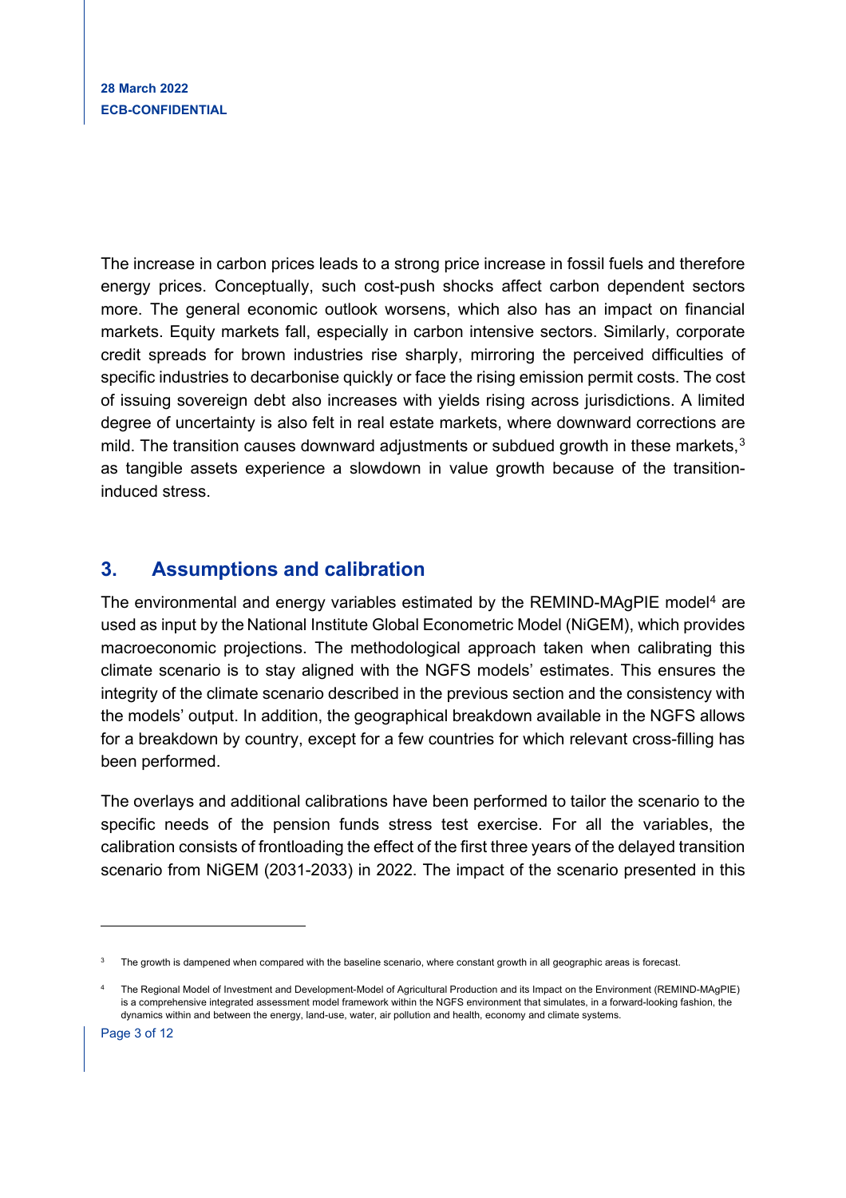The increase in carbon prices leads to a strong price increase in fossil fuels and therefore energy prices. Conceptually, such cost-push shocks affect carbon dependent sectors more. The general economic outlook worsens, which also has an impact on financial markets. Equity markets fall, especially in carbon intensive sectors. Similarly, corporate credit spreads for brown industries rise sharply, mirroring the perceived difficulties of specific industries to decarbonise quickly or face the rising emission permit costs. The cost of issuing sovereign debt also increases with yields rising across jurisdictions. A limited degree of uncertainty is also felt in real estate markets, where downward corrections are mild. The transition causes downward adjustments or subdued growth in these markets,[3] as tangible assets experience a slowdown in value growth because of the transition-induced stress.

## 3. Assumptions and calibration

The environmental and energy variables estimated by the REMIND-MAgPIE model[4] are used as input by the National Institute Global Econometric Model (NiGEM), which provides macroeconomic projections. The methodological approach taken when calibrating this climate scenario is to stay aligned with the NGFS models' estimates. This ensures the integrity of the climate scenario described in the previous section and the consistency with the models' output. In addition, the geographical breakdown available in the NGFS allows for a breakdown by country, except for a few countries for which relevant cross-filling has been performed.

The overlays and additional calibrations have been performed to tailor the scenario to the specific needs of the pension funds stress test exercise. For all the variables, the calibration consists of frontloading the effect of the first three years of the delayed transition scenario from NiGEM (2031-2033) in 2022. The impact of the scenario presented in this

---

[3] The growth is dampened when compared with the baseline scenario, where constant growth in all geographic areas is forecast.

[4] The Regional Model of Investment and Development-Model of Agricultural Production and its Impact on the Environment (REMIND-MAgPIE) is a comprehensive integrated assessment model framework within the NGFS environment that simulates, in a forward-looking fashion, the dynamics within and between the energy, land-use, water, air pollution and health, economy and climate systems.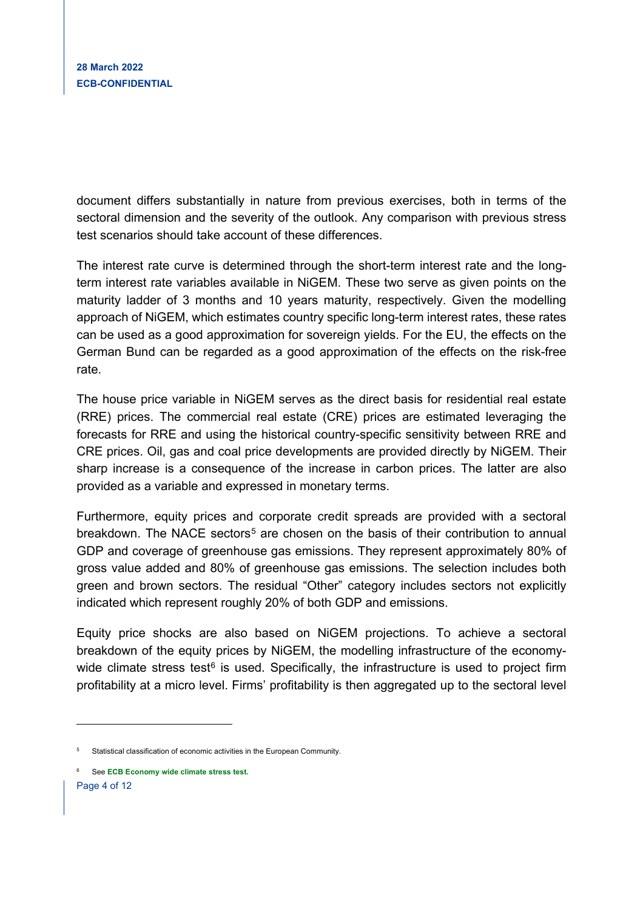document differs substantially in nature from previous exercises, both in terms of the sectoral dimension and the severity of the outlook. Any comparison with previous stress test scenarios should take account of these differences.

The interest rate curve is determined through the short-term interest rate and the long-term interest rate variables available in NiGEM. These two serve as given points on the maturity ladder of 3 months and 10 years maturity, respectively. Given the modelling approach of NiGEM, which estimates country specific long-term interest rates, these rates can be used as a good approximation for sovereign yields. For the EU, the effects on the German Bund can be regarded as a good approximation of the effects on the risk-free rate.

The house price variable in NiGEM serves as the direct basis for residential real estate (RRE) prices. The commercial real estate (CRE) prices are estimated leveraging the forecasts for RRE and using the historical country-specific sensitivity between RRE and CRE prices. Oil, gas and coal price developments are provided directly by NiGEM. Their sharp increase is a consequence of the increase in carbon prices. The latter are also provided as a variable and expressed in monetary terms.

Furthermore, equity prices and corporate credit spreads are provided with a sectoral breakdown. The NACE sectors[5] are chosen on the basis of their contribution to annual GDP and coverage of greenhouse gas emissions. They represent approximately 80% of gross value added and 80% of greenhouse gas emissions. The selection includes both green and brown sectors. The residual "Other" category includes sectors not explicitly indicated which represent roughly 20% of both GDP and emissions.

Equity price shocks are also based on NiGEM projections. To achieve a sectoral breakdown of the equity prices by NiGEM, the modelling infrastructure of the economy-wide climate stress test[6] is used. Specifically, the infrastructure is used to project firm profitability at a micro level. Firms' profitability is then aggregated up to the sectoral level

[5] Statistical classification of economic activities in the European Community.

[6] See **ECB Economy wide climate stress test.**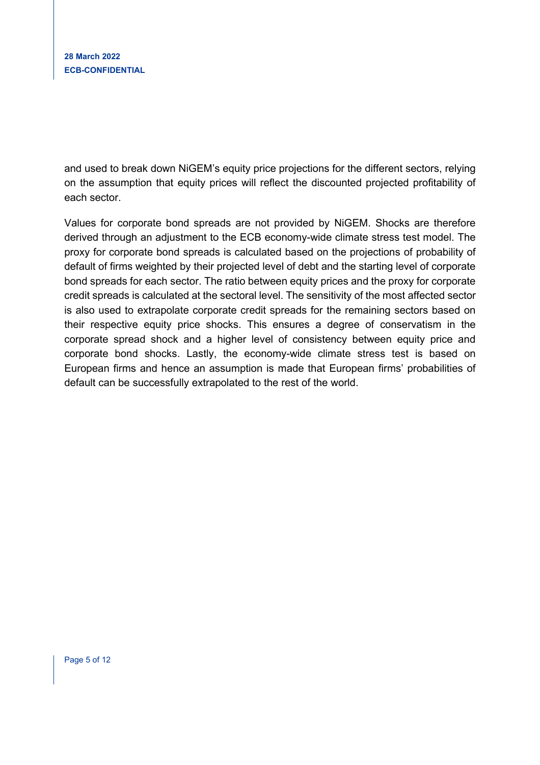and used to break down NiGEM's equity price projections for the different sectors, relying on the assumption that equity prices will reflect the discounted projected profitability of each sector.

Values for corporate bond spreads are not provided by NiGEM. Shocks are therefore derived through an adjustment to the ECB economy-wide climate stress test model. The proxy for corporate bond spreads is calculated based on the projections of probability of default of firms weighted by their projected level of debt and the starting level of corporate bond spreads for each sector. The ratio between equity prices and the proxy for corporate credit spreads is calculated at the sectoral level. The sensitivity of the most affected sector is also used to extrapolate corporate credit spreads for the remaining sectors based on their respective equity price shocks. This ensures a degree of conservatism in the corporate spread shock and a higher level of consistency between equity price and corporate bond shocks. Lastly, the economy-wide climate stress test is based on European firms and hence an assumption is made that European firms' probabilities of default can be successfully extrapolated to the rest of the world.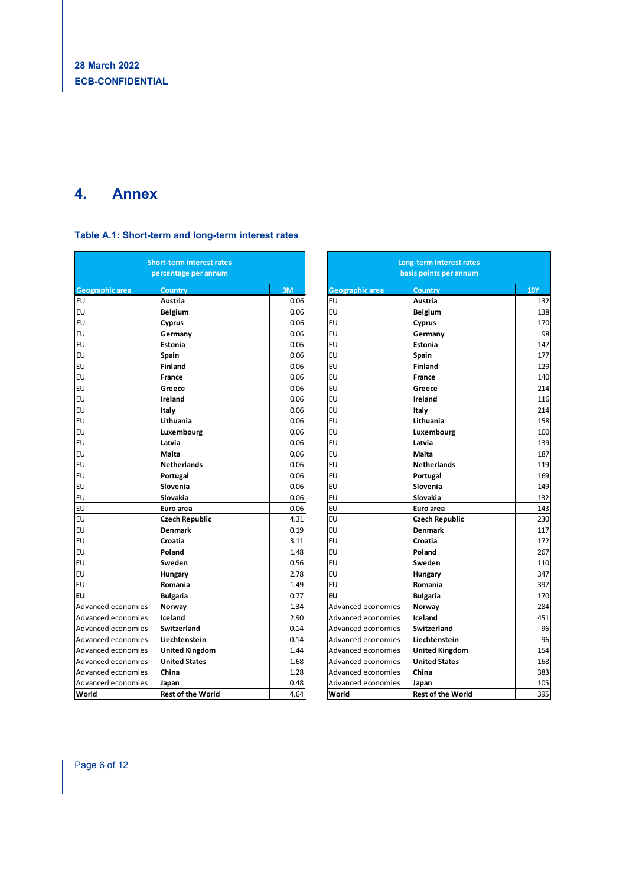## 4. Annex

### Table A.1: Short-term and long-term interest rates

| Short-term interest rates percentage per annum | | |
|---|---|---|
| Geographic area | Country | 3M |
| EU | Austria | 0.06 |
| EU | Belgium | 0.06 |
| EU | Cyprus | 0.06 |
| EU | Germany | 0.06 |
| EU | Estonia | 0.06 |
| EU | Spain | 0.06 |
| EU | Finland | 0.06 |
| EU | France | 0.06 |
| EU | Greece | 0.06 |
| EU | Ireland | 0.06 |
| EU | Italy | 0.06 |
| EU | Lithuania | 0.06 |
| EU | Luxembourg | 0.06 |
| EU | Latvia | 0.06 |
| EU | Malta | 0.06 |
| EU | Netherlands | 0.06 |
| EU | Portugal | 0.06 |
| EU | Slovenia | 0.06 |
| EU | Slovakia | 0.06 |
| EU | Euro area | 0.06 |
| EU | Czech Republic | 4.31 |
| EU | Denmark | 0.19 |
| EU | Croatia | 3.11 |
| EU | Poland | 1.48 |
| EU | Sweden | 0.56 |
| EU | Hungary | 2.78 |
| EU | Romania | 1.49 |
| EU | Bulgaria | 0.77 |
| Advanced economies | Norway | 1.34 |
| Advanced economies | Iceland | 2.90 |
| Advanced economies | Switzerland | -0.14 |
| Advanced economies | Liechtenstein | -0.14 |
| Advanced economies | United Kingdom | 1.44 |
| Advanced economies | United States | 1.68 |
| Advanced economies | China | 1.28 |
| Advanced economies | Japan | 0.48 |
| World | Rest of the World | 4.64 |

| Long-term interest rates basis points per annum | | |
|---|---|---|
| Geographic area | Country | 10Y |
| EU | Austria | 132 |
| EU | Belgium | 138 |
| EU | Cyprus | 170 |
| EU | Germany | 98 |
| EU | Estonia | 147 |
| EU | Spain | 177 |
| EU | Finland | 129 |
| EU | France | 140 |
| EU | Greece | 214 |
| EU | Ireland | 116 |
| EU | Italy | 214 |
| EU | Lithuania | 158 |
| EU | Luxembourg | 100 |
| EU | Latvia | 139 |
| EU | Malta | 187 |
| EU | Netherlands | 119 |
| EU | Portugal | 169 |
| EU | Slovenia | 149 |
| EU | Slovakia | 132 |
| EU | Euro area | 143 |
| EU | Czech Republic | 230 |
| EU | Denmark | 117 |
| EU | Croatia | 172 |
| EU | Poland | 267 |
| EU | Sweden | 110 |
| EU | Hungary | 347 |
| EU | Romania | 397 |
| EU | Bulgaria | 170 |
| Advanced economies | Norway | 284 |
| Advanced economies | Iceland | 451 |
| Advanced economies | Switzerland | 96 |
| Advanced economies | Liechtenstein | 96 |
| Advanced economies | United Kingdom | 154 |
| Advanced economies | United States | 168 |
| Advanced economies | China | 383 |
| Advanced economies | Japan | 105 |
| World | Rest of the World | 395 |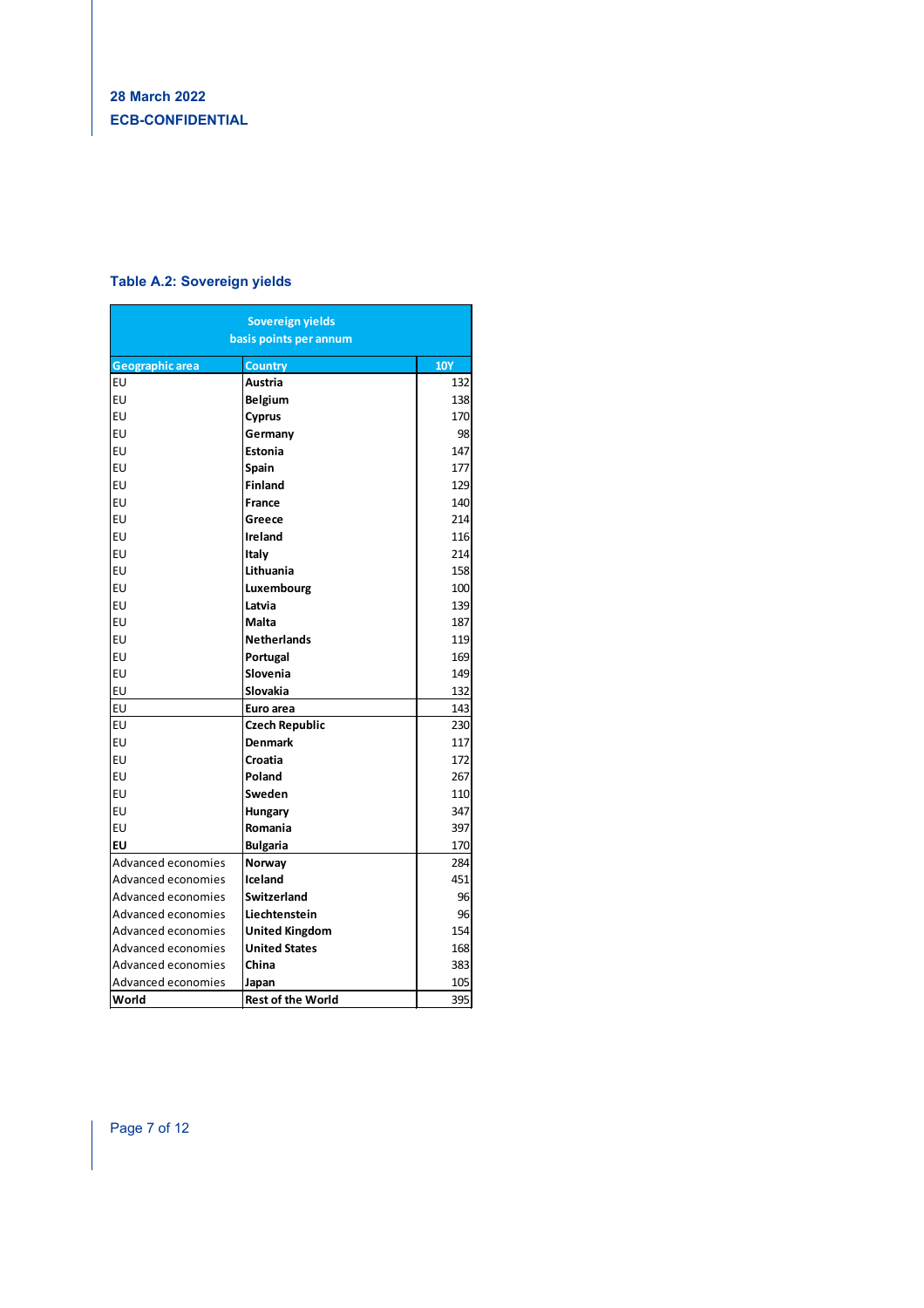28 March 2022

**ECB-CONFIDENTIAL**

### Table A.2: Sovereign yields

| Sovereign yields basis points per annum | | |
|---|---|---|
| Geographic area | Country | 10Y |
| EU | **Austria** | 132 |
| EU | **Belgium** | 138 |
| EU | **Cyprus** | 170 |
| EU | **Germany** | 98 |
| EU | **Estonia** | 147 |
| EU | **Spain** | 177 |
| EU | **Finland** | 129 |
| EU | **France** | 140 |
| EU | **Greece** | 214 |
| EU | **Ireland** | 116 |
| EU | **Italy** | 214 |
| EU | **Lithuania** | 158 |
| EU | **Luxembourg** | 100 |
| EU | **Latvia** | 139 |
| EU | **Malta** | 187 |
| EU | **Netherlands** | 119 |
| EU | **Portugal** | 169 |
| EU | **Slovenia** | 149 |
| EU | **Slovakia** | 132 |
| EU | **Euro area** | 143 |
| EU | **Czech Republic** | 230 |
| EU | **Denmark** | 117 |
| EU | **Croatia** | 172 |
| EU | **Poland** | 267 |
| EU | **Sweden** | 110 |
| EU | **Hungary** | 347 |
| EU | **Romania** | 397 |
| **EU** | **Bulgaria** | 170 |
| Advanced economies | **Norway** | 284 |
| Advanced economies | **Iceland** | 451 |
| Advanced economies | **Switzerland** | 96 |
| Advanced economies | **Liechtenstein** | 96 |
| Advanced economies | **United Kingdom** | 154 |
| Advanced economies | **United States** | 168 |
| Advanced economies | **China** | 383 |
| Advanced economies | **Japan** | 105 |
| **World** | **Rest of the World** | 395 |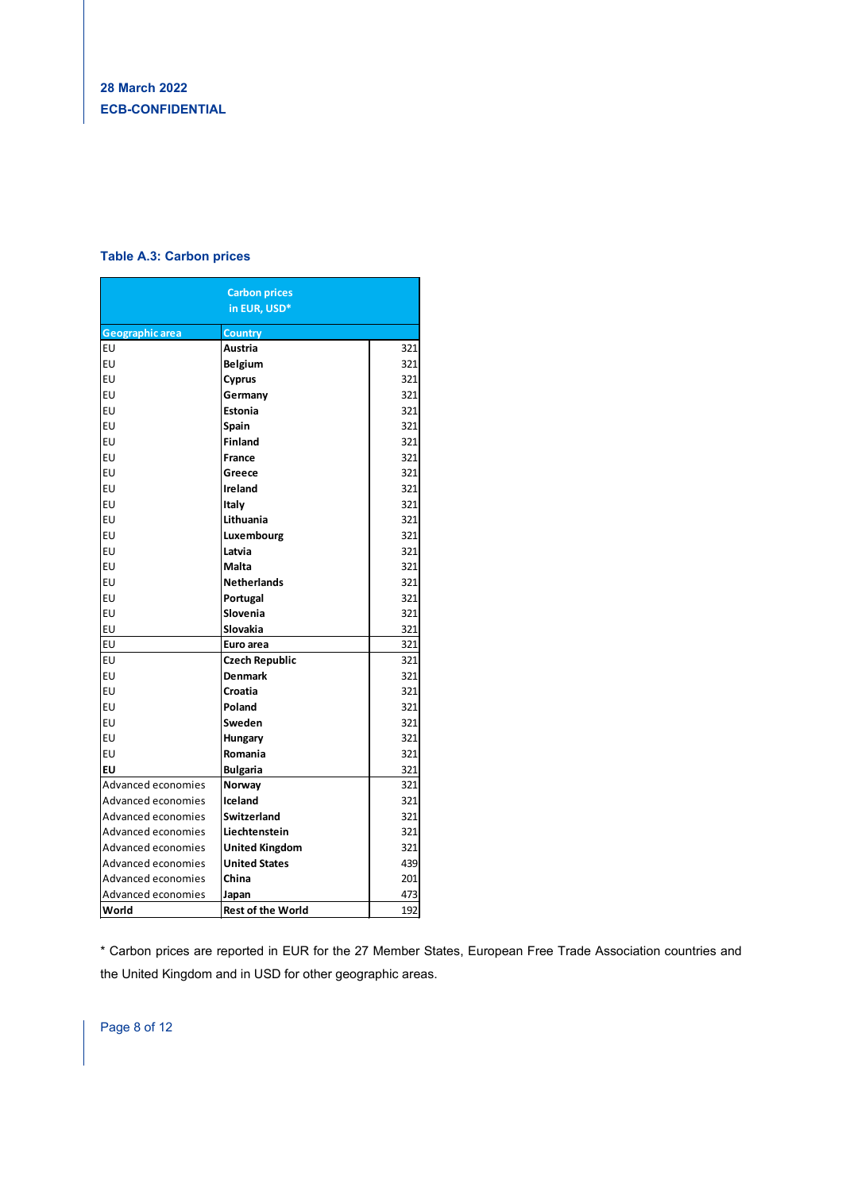28 March 2022

ECB-CONFIDENTIAL

### Table A.3: Carbon prices

| Geographic area | Country | Carbon prices in EUR, USD* |
|---|---|---|
| EU | Austria | 321 |
| EU | Belgium | 321 |
| EU | Cyprus | 321 |
| EU | Germany | 321 |
| EU | Estonia | 321 |
| EU | Spain | 321 |
| EU | Finland | 321 |
| EU | France | 321 |
| EU | Greece | 321 |
| EU | Ireland | 321 |
| EU | Italy | 321 |
| EU | Lithuania | 321 |
| EU | Luxembourg | 321 |
| EU | Latvia | 321 |
| EU | Malta | 321 |
| EU | Netherlands | 321 |
| EU | Portugal | 321 |
| EU | Slovenia | 321 |
| EU | Slovakia | 321 |
| EU | Euro area | 321 |
| EU | Czech Republic | 321 |
| EU | Denmark | 321 |
| EU | Croatia | 321 |
| EU | Poland | 321 |
| EU | Sweden | 321 |
| EU | Hungary | 321 |
| EU | Romania | 321 |
| **EU** | Bulgaria | 321 |
| Advanced economies | Norway | 321 |
| Advanced economies | Iceland | 321 |
| Advanced economies | Switzerland | 321 |
| Advanced economies | Liechtenstein | 321 |
| Advanced economies | United Kingdom | 321 |
| Advanced economies | United States | 439 |
| Advanced economies | China | 201 |
| Advanced economies | Japan | 473 |
| **World** | Rest of the World | 192 |

* Carbon prices are reported in EUR for the 27 Member States, European Free Trade Association countries and the United Kingdom and in USD for other geographic areas.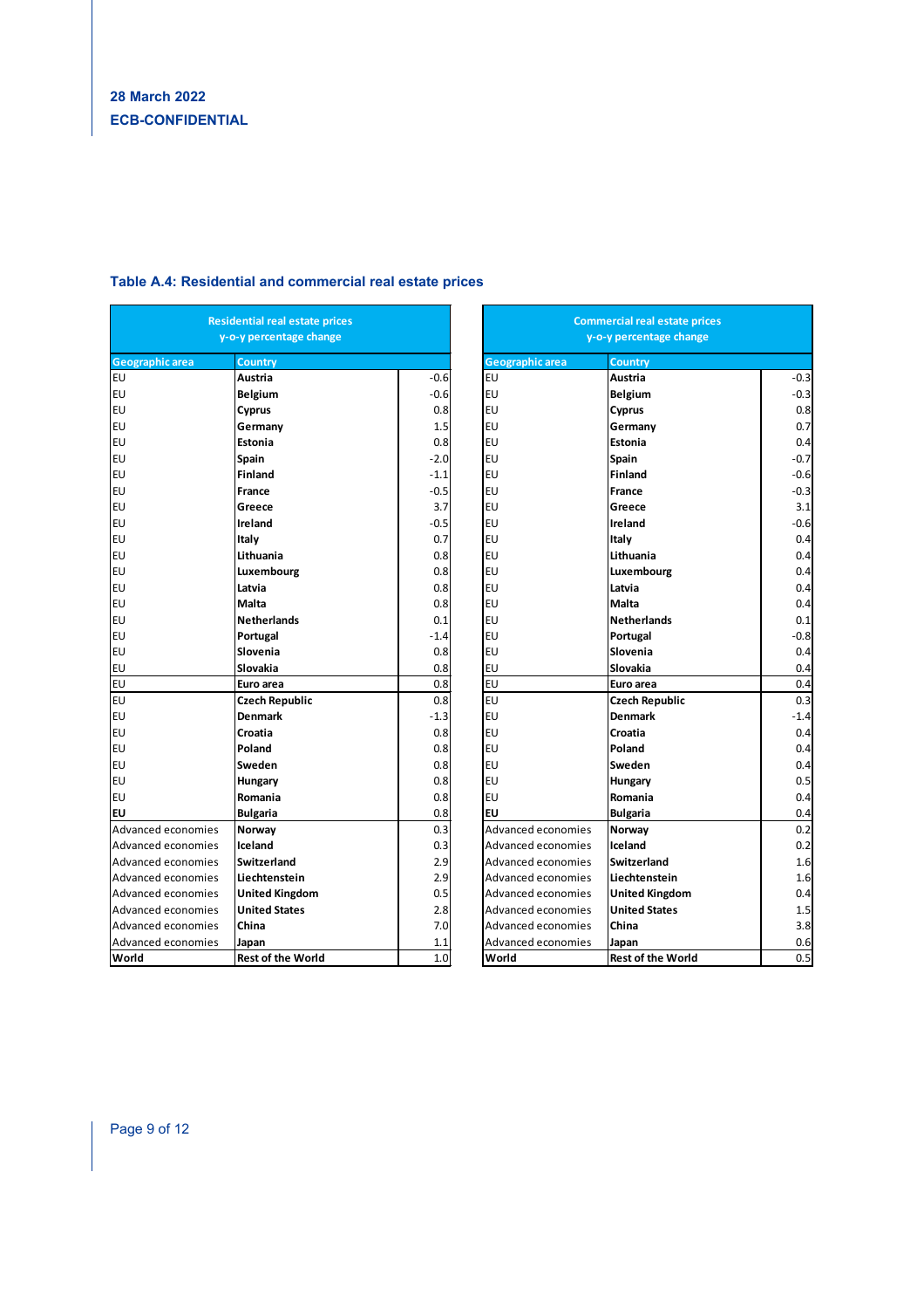28 March 2022

ECB-CONFIDENTIAL

### Table A.4: Residential and commercial real estate prices

| Residential real estate prices y-o-y percentage change | | |
|---|---|---|
| **Geographic area** | **Country** | |
| EU | **Austria** | -0.6 |
| EU | **Belgium** | -0.6 |
| EU | **Cyprus** | 0.8 |
| EU | **Germany** | 1.5 |
| EU | **Estonia** | 0.8 |
| EU | **Spain** | -2.0 |
| EU | **Finland** | -1.1 |
| EU | **France** | -0.5 |
| EU | **Greece** | 3.7 |
| EU | **Ireland** | -0.5 |
| EU | **Italy** | 0.7 |
| EU | **Lithuania** | 0.8 |
| EU | **Luxembourg** | 0.8 |
| EU | **Latvia** | 0.8 |
| EU | **Malta** | 0.8 |
| EU | **Netherlands** | 0.1 |
| EU | **Portugal** | -1.4 |
| EU | **Slovenia** | 0.8 |
| EU | **Slovakia** | 0.8 |
| EU | **Euro area** | 0.8 |
| EU | **Czech Republic** | 0.8 |
| EU | **Denmark** | -1.3 |
| EU | **Croatia** | 0.8 |
| EU | **Poland** | 0.8 |
| EU | **Sweden** | 0.8 |
| EU | **Hungary** | 0.8 |
| EU | **Romania** | 0.8 |
| **EU** | **Bulgaria** | 0.8 |
| Advanced economies | **Norway** | 0.3 |
| Advanced economies | **Iceland** | 0.3 |
| Advanced economies | **Switzerland** | 2.9 |
| Advanced economies | **Liechtenstein** | 2.9 |
| Advanced economies | **United Kingdom** | 0.5 |
| Advanced economies | **United States** | 2.8 |
| Advanced economies | **China** | 7.0 |
| Advanced economies | **Japan** | 1.1 |
| **World** | **Rest of the World** | 1.0 |

| Commercial real estate prices y-o-y percentage change | | |
|---|---|---|
| **Geographic area** | **Country** | |
| EU | **Austria** | -0.3 |
| EU | **Belgium** | -0.3 |
| EU | **Cyprus** | 0.8 |
| EU | **Germany** | 0.7 |
| EU | **Estonia** | 0.4 |
| EU | **Spain** | -0.7 |
| EU | **Finland** | -0.6 |
| EU | **France** | -0.3 |
| EU | **Greece** | 3.1 |
| EU | **Ireland** | -0.6 |
| EU | **Italy** | 0.4 |
| EU | **Lithuania** | 0.4 |
| EU | **Luxembourg** | 0.4 |
| EU | **Latvia** | 0.4 |
| EU | **Malta** | 0.4 |
| EU | **Netherlands** | 0.1 |
| EU | **Portugal** | -0.8 |
| EU | **Slovenia** | 0.4 |
| EU | **Slovakia** | 0.4 |
| EU | **Euro area** | 0.4 |
| EU | **Czech Republic** | 0.3 |
| EU | **Denmark** | -1.4 |
| EU | **Croatia** | 0.4 |
| EU | **Poland** | 0.4 |
| EU | **Sweden** | 0.4 |
| EU | **Hungary** | 0.5 |
| EU | **Romania** | 0.4 |
| **EU** | **Bulgaria** | 0.4 |
| Advanced economies | **Norway** | 0.2 |
| Advanced economies | **Iceland** | 0.2 |
| Advanced economies | **Switzerland** | 1.6 |
| Advanced economies | **Liechtenstein** | 1.6 |
| Advanced economies | **United Kingdom** | 0.4 |
| Advanced economies | **United States** | 1.5 |
| Advanced economies | **China** | 3.8 |
| Advanced economies | **Japan** | 0.6 |
| **World** | **Rest of the World** | 0.5 |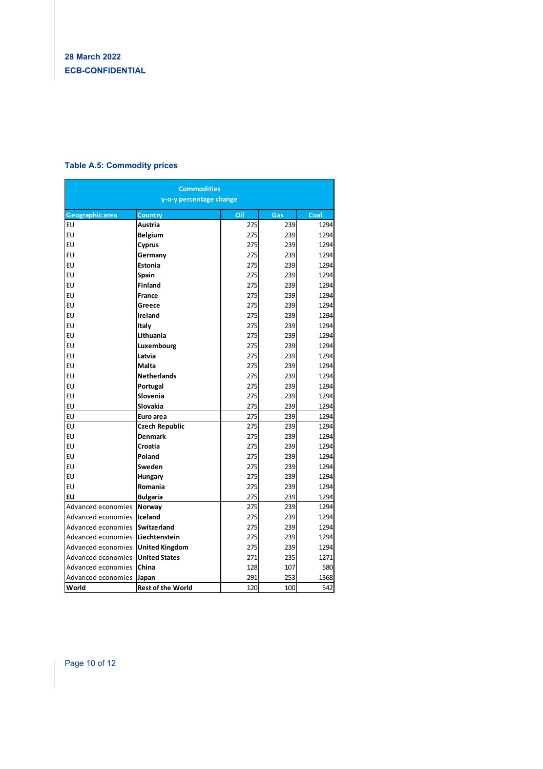28 March 2022

ECB-CONFIDENTIAL

### Table A.5: Commodity prices

| Commodities y-o-y percentage change | | | | |
|---|---|---|---|---|
| Geographic area | Country | Oil | Gas | Coal |
| EU | **Austria** | 275 | 239 | 1294 |
| EU | **Belgium** | 275 | 239 | 1294 |
| EU | **Cyprus** | 275 | 239 | 1294 |
| EU | **Germany** | 275 | 239 | 1294 |
| EU | **Estonia** | 275 | 239 | 1294 |
| EU | **Spain** | 275 | 239 | 1294 |
| EU | **Finland** | 275 | 239 | 1294 |
| EU | **France** | 275 | 239 | 1294 |
| EU | **Greece** | 275 | 239 | 1294 |
| EU | **Ireland** | 275 | 239 | 1294 |
| EU | **Italy** | 275 | 239 | 1294 |
| EU | **Lithuania** | 275 | 239 | 1294 |
| EU | **Luxembourg** | 275 | 239 | 1294 |
| EU | **Latvia** | 275 | 239 | 1294 |
| EU | **Malta** | 275 | 239 | 1294 |
| EU | **Netherlands** | 275 | 239 | 1294 |
| EU | **Portugal** | 275 | 239 | 1294 |
| EU | **Slovenia** | 275 | 239 | 1294 |
| EU | **Slovakia** | 275 | 239 | 1294 |
| EU | **Euro area** | 275 | 239 | 1294 |
| EU | **Czech Republic** | 275 | 239 | 1294 |
| EU | **Denmark** | 275 | 239 | 1294 |
| EU | **Croatia** | 275 | 239 | 1294 |
| EU | **Poland** | 275 | 239 | 1294 |
| EU | **Sweden** | 275 | 239 | 1294 |
| EU | **Hungary** | 275 | 239 | 1294 |
| EU | **Romania** | 275 | 239 | 1294 |
| **EU** | **Bulgaria** | 275 | 239 | 1294 |
| Advanced economies | **Norway** | 275 | 239 | 1294 |
| Advanced economies | **Iceland** | 275 | 239 | 1294 |
| Advanced economies | **Switzerland** | 275 | 239 | 1294 |
| Advanced economies | **Liechtenstein** | 275 | 239 | 1294 |
| Advanced economies | **United Kingdom** | 275 | 239 | 1294 |
| Advanced economies | **United States** | 271 | 235 | 1271 |
| Advanced economies | **China** | 128 | 107 | 580 |
| Advanced economies | **Japan** | 291 | 253 | 1368 |
| **World** | **Rest of the World** | 120 | 100 | 542 |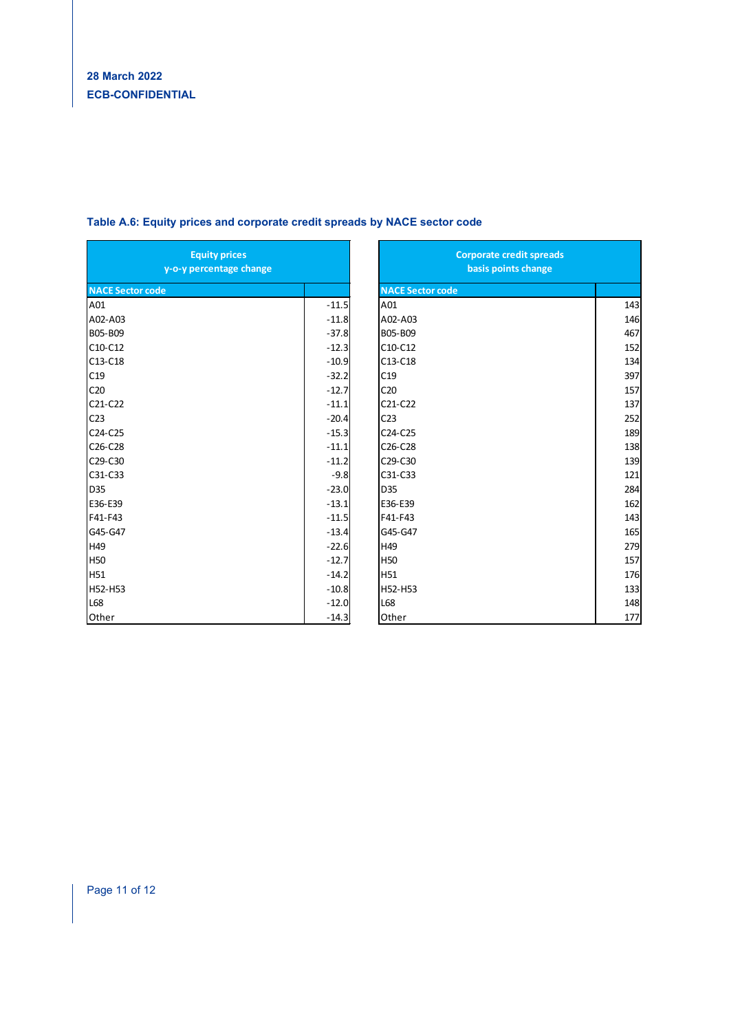28 March 2022
ECB-CONFIDENTIAL

### Table A.6: Equity prices and corporate credit spreads by NACE sector code

| Equity prices y-o-y percentage change | |
|---|---|
| **NACE Sector code** | |
| A01 | -11.5 |
| A02-A03 | -11.8 |
| B05-B09 | -37.8 |
| C10-C12 | -12.3 |
| C13-C18 | -10.9 |
| C19 | -32.2 |
| C20 | -12.7 |
| C21-C22 | -11.1 |
| C23 | -20.4 |
| C24-C25 | -15.3 |
| C26-C28 | -11.1 |
| C29-C30 | -11.2 |
| C31-C33 | -9.8 |
| D35 | -23.0 |
| E36-E39 | -13.1 |
| F41-F43 | -11.5 |
| G45-G47 | -13.4 |
| H49 | -22.6 |
| H50 | -12.7 |
| H51 | -14.2 |
| H52-H53 | -10.8 |
| L68 | -12.0 |
| Other | -14.3 |

| Corporate credit spreads basis points change | |
|---|---|
| **NACE Sector code** | |
| A01 | 143 |
| A02-A03 | 146 |
| B05-B09 | 467 |
| C10-C12 | 152 |
| C13-C18 | 134 |
| C19 | 397 |
| C20 | 157 |
| C21-C22 | 137 |
| C23 | 252 |
| C24-C25 | 189 |
| C26-C28 | 138 |
| C29-C30 | 139 |
| C31-C33 | 121 |
| D35 | 284 |
| E36-E39 | 162 |
| F41-F43 | 143 |
| G45-G47 | 165 |
| H49 | 279 |
| H50 | 157 |
| H51 | 176 |
| H52-H53 | 133 |
| L68 | 148 |
| Other | 177 |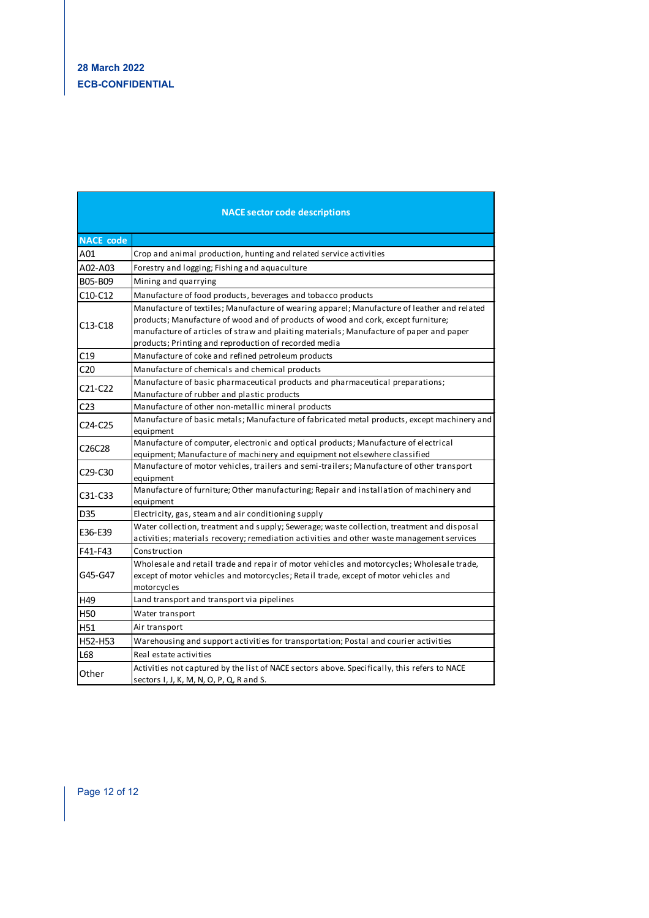**28 March 2022**
**ECB-CONFIDENTIAL**

| NACE sector code descriptions | |
|---|---|
| **NACE code** | |
| A01 | Crop and animal production, hunting and related service activities |
| A02-A03 | Forestry and logging; Fishing and aquaculture |
| B05-B09 | Mining and quarrying |
| C10-C12 | Manufacture of food products, beverages and tobacco products |
| C13-C18 | Manufacture of textiles; Manufacture of wearing apparel; Manufacture of leather and related products; Manufacture of wood and of products of wood and cork, except furniture; manufacture of articles of straw and plaiting materials; Manufacture of paper and paper products; Printing and reproduction of recorded media |
| C19 | Manufacture of coke and refined petroleum products |
| C20 | Manufacture of chemicals and chemical products |
| C21-C22 | Manufacture of basic pharmaceutical products and pharmaceutical preparations; Manufacture of rubber and plastic products |
| C23 | Manufacture of other non-metallic mineral products |
| C24-C25 | Manufacture of basic metals; Manufacture of fabricated metal products, except machinery and equipment |
| C26C28 | Manufacture of computer, electronic and optical products; Manufacture of electrical equipment; Manufacture of machinery and equipment not elsewhere classified |
| C29-C30 | Manufacture of motor vehicles, trailers and semi-trailers; Manufacture of other transport equipment |
| C31-C33 | Manufacture of furniture; Other manufacturing; Repair and installation of machinery and equipment |
| D35 | Electricity, gas, steam and air conditioning supply |
| E36-E39 | Water collection, treatment and supply; Sewerage; waste collection, treatment and disposal activities; materials recovery; remediation activities and other waste management services |
| F41-F43 | Construction |
| G45-G47 | Wholesale and retail trade and repair of motor vehicles and motorcycles; Wholesale trade, except of motor vehicles and motorcycles; Retail trade, except of motor vehicles and motorcycles |
| H49 | Land transport and transport via pipelines |
| H50 | Water transport |
| H51 | Air transport |
| H52-H53 | Warehousing and support activities for transportation; Postal and courier activities |
| L68 | Real estate activities |
| Other | Activities not captured by the list of NACE sectors above. Specifically, this refers to NACE sectors I, J, K, M, N, O, P, Q, R and S. |